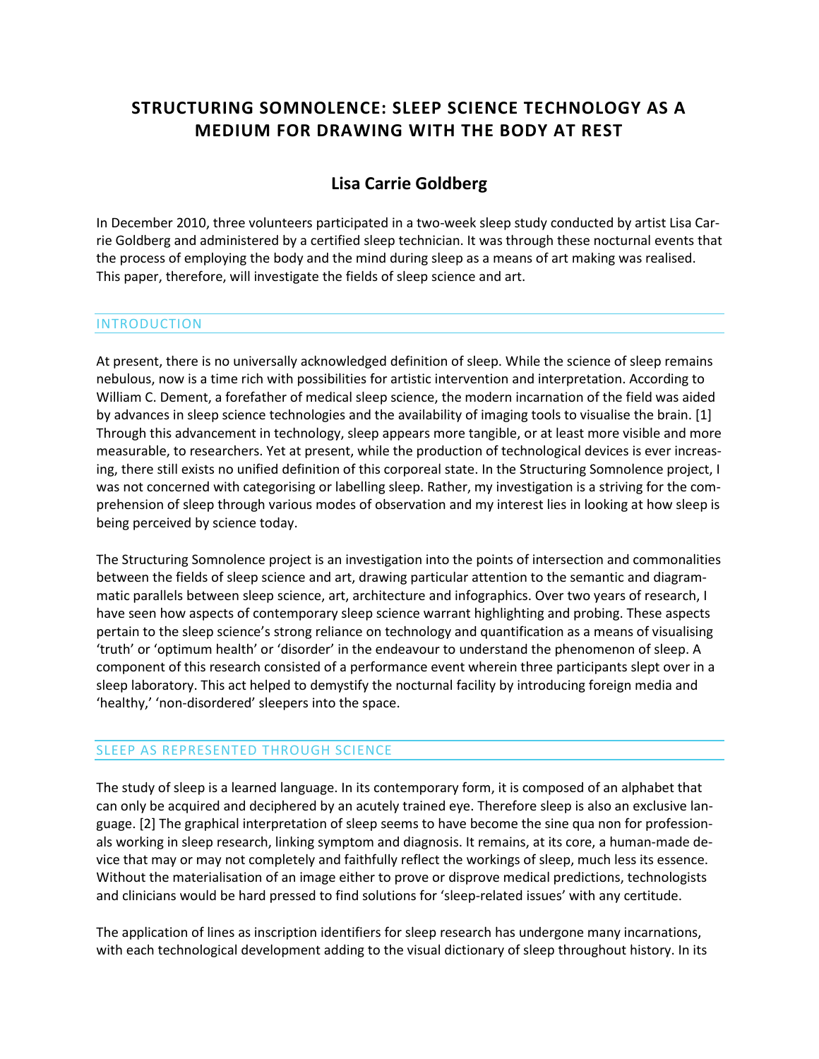# STRUCTURING SOMNOLENCE: SLEEP SCIENCE TECHNOLOGY AS A MEDIUM FOR DRAWING WITH THE BODY AT REST

## Lisa Carrie Goldberg

In December 2010, three volunteers participated in a two-week sleep study conducted by artist Lisa Carrie Goldberg and administered by a certified sleep technician. It was through these nocturnal events that the process of employing the body and the mind during sleep as a means of art making was realised. This paper, therefore, will investigate the fields of sleep science and art.

### INTRODUCTION

At present, there is no universally acknowledged definition of sleep. While the science of sleep remains nebulous, now is a time rich with possibilities for artistic intervention and interpretation. According to William C. Dement, a forefather of medical sleep science, the modern incarnation of the field was aided by advances in sleep science technologies and the availability of imaging tools to visualise the brain. [1] Through this advancement in technology, sleep appears more tangible, or at least more visible and more measurable, to researchers. Yet at present, while the production of technological devices is ever increasing, there still exists no unified definition of this corporeal state. In the Structuring Somnolence project, I was not concerned with categorising or labelling sleep. Rather, my investigation is a striving for the comprehension of sleep through various modes of observation and my interest lies in looking at how sleep is being perceived by science today.

The Structuring Somnolence project is an investigation into the points of intersection and commonalities between the fields of sleep science and art, drawing particular attention to the semantic and diagrammatic parallels between sleep science, art, architecture and infographics. Over two years of research, I have seen how aspects of contemporary sleep science warrant highlighting and probing. These aspects pertain to the sleep science's strong reliance on technology and quantification as a means of visualising 'truth' or 'optimum health' or 'disorder' in the endeavour to understand the phenomenon of sleep. A component of this research consisted of a performance event wherein three participants slept over in a sleep laboratory. This act helped to demystify the nocturnal facility by introducing foreign media and 'healthy,' 'non-disordered' sleepers into the space.

### SLEEP AS REPRESENTED THROUGH SCIENCE

The study of sleep is a learned language. In its contemporary form, it is composed of an alphabet that can only be acquired and deciphered by an acutely trained eye. Therefore sleep is also an exclusive language. [2] The graphical interpretation of sleep seems to have become the sine qua non for professionals working in sleep research, linking symptom and diagnosis. It remains, at its core, a human-made device that may or may not completely and faithfully reflect the workings of sleep, much less its essence. Without the materialisation of an image either to prove or disprove medical predictions, technologists and clinicians would be hard pressed to find solutions for 'sleep-related issues' with any certitude.

The application of lines as inscription identifiers for sleep research has undergone many incarnations, with each technological development adding to the visual dictionary of sleep throughout history. In its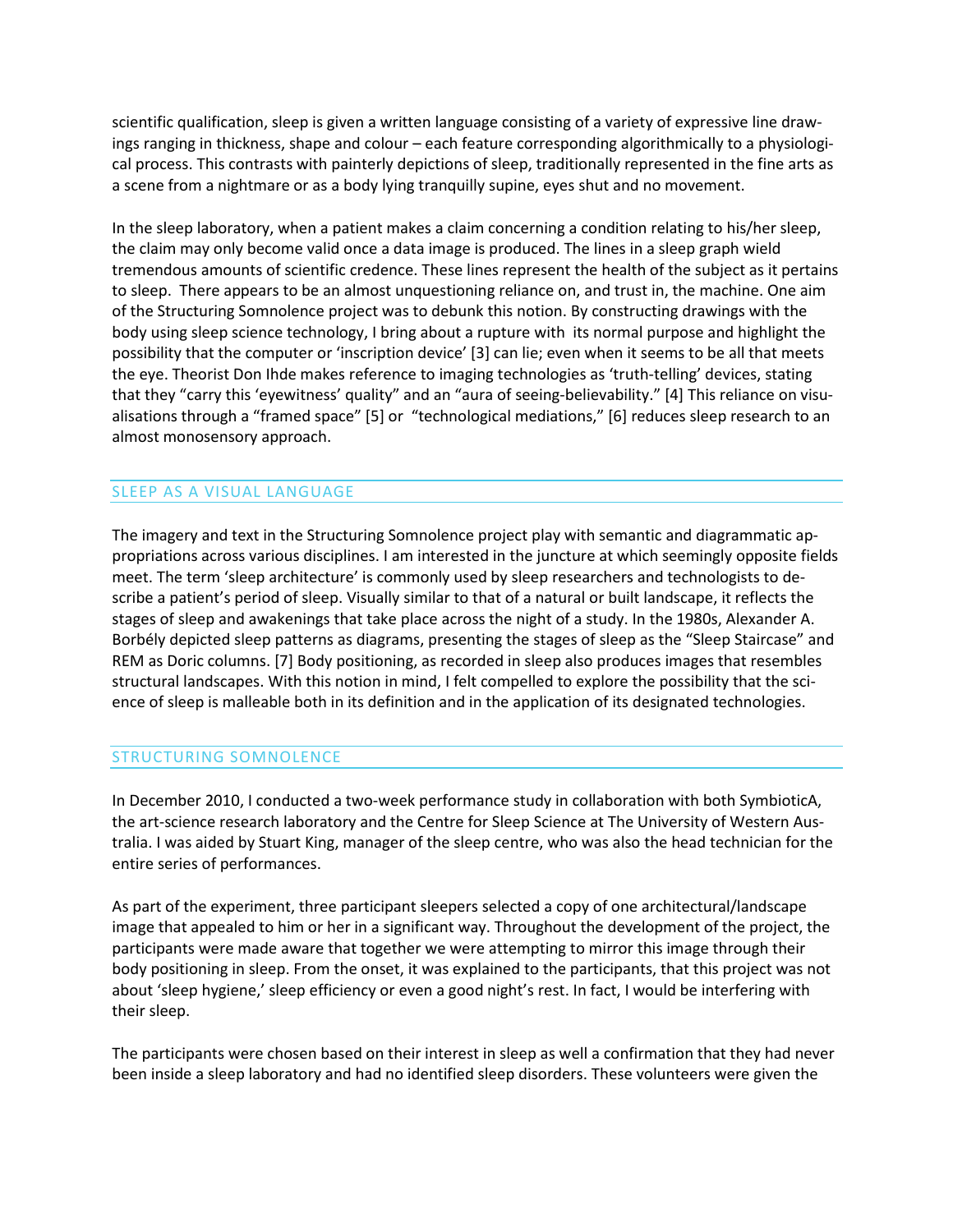scientific qualification, sleep is given a written language consisting of a variety of expressive line drawings ranging in thickness, shape and colour – each feature corresponding algorithmically to a physiological process. This contrasts with painterly depictions of sleep, traditionally represented in the fine arts as a scene from a nightmare or as a body lying tranquilly supine, eyes shut and no movement.

In the sleep laboratory, when a patient makes a claim concerning a condition relating to his/her sleep, the claim may only become valid once a data image is produced. The lines in a sleep graph wield tremendous amounts of scientific credence. These lines represent the health of the subject as it pertains to sleep. There appears to be an almost unquestioning reliance on, and trust in, the machine. One aim of the Structuring Somnolence project was to debunk this notion. By constructing drawings with the body using sleep science technology, I bring about a rupture with its normal purpose and highlight the possibility that the computer or 'inscription device' [3] can lie; even when it seems to be all that meets the eye. Theorist Don Ihde makes reference to imaging technologies as 'truth-telling' devices, stating that they "carry this 'eyewitness' quality" and an "aura of seeing-believability." [4] This reliance on visualisations through a "framed space" [5] or "technological mediations," [6] reduces sleep research to an almost monosensory approach.

## SLEEP AS A VISUAL LANGUAGE

The imagery and text in the Structuring Somnolence project play with semantic and diagrammatic appropriations across various disciplines. I am interested in the juncture at which seemingly opposite fields meet. The term 'sleep architecture' is commonly used by sleep researchers and technologists to describe a patient's period of sleep. Visually similar to that of a natural or built landscape, it reflects the stages of sleep and awakenings that take place across the night of a study. In the 1980s, Alexander A. Borbély depicted sleep patterns as diagrams, presenting the stages of sleep as the "Sleep Staircase" and REM as Doric columns. [7] Body positioning, as recorded in sleep also produces images that resembles structural landscapes. With this notion in mind, I felt compelled to explore the possibility that the science of sleep is malleable both in its definition and in the application of its designated technologies.

## STRUCTURING SOMNOLENCE

In December 2010, I conducted a two-week performance study in collaboration with both SymbioticA, the art-science research laboratory and the Centre for Sleep Science at The University of Western Australia. I was aided by Stuart King, manager of the sleep centre, who was also the head technician for the entire series of performances.

As part of the experiment, three participant sleepers selected a copy of one architectural/landscape image that appealed to him or her in a significant way. Throughout the development of the project, the participants were made aware that together we were attempting to mirror this image through their body positioning in sleep. From the onset, it was explained to the participants, that this project was not about 'sleep hygiene,' sleep efficiency or even a good night's rest. In fact, I would be interfering with their sleep.

The participants were chosen based on their interest in sleep as well a confirmation that they had never been inside a sleep laboratory and had no identified sleep disorders. These volunteers were given the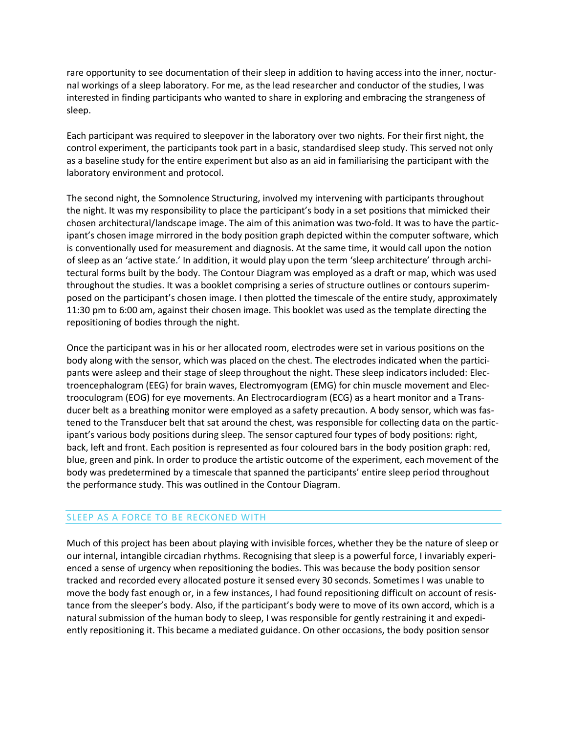rare opportunity to see documentation of their sleep in addition to having access into the inner, nocturnal workings of a sleep laboratory. For me, as the lead researcher and conductor of the studies, I was interested in finding participants who wanted to share in exploring and embracing the strangeness of sleep.

Each participant was required to sleepover in the laboratory over two nights. For their first night, the control experiment, the participants took part in a basic, standardised sleep study. This served not only as a baseline study for the entire experiment but also as an aid in familiarising the participant with the laboratory environment and protocol.

The second night, the Somnolence Structuring, involved my intervening with participants throughout the night. It was my responsibility to place the participant's body in a set positions that mimicked their chosen architectural/landscape image. The aim of this animation was two-fold. It was to have the participant's chosen image mirrored in the body position graph depicted within the computer software, which is conventionally used for measurement and diagnosis. At the same time, it would call upon the notion of sleep as an 'active state.' In addition, it would play upon the term 'sleep architecture' through architectural forms built by the body. The Contour Diagram was employed as a draft or map, which was used throughout the studies. It was a booklet comprising a series of structure outlines or contours superimposed on the participant's chosen image. I then plotted the timescale of the entire study, approximately 11:30 pm to 6:00 am, against their chosen image. This booklet was used as the template directing the repositioning of bodies through the night.

Once the participant was in his or her allocated room, electrodes were set in various positions on the body along with the sensor, which was placed on the chest. The electrodes indicated when the participants were asleep and their stage of sleep throughout the night. These sleep indicators included: Electroencephalogram (EEG) for brain waves, Electromyogram (EMG) for chin muscle movement and Electrooculogram (EOG) for eye movements. An Electrocardiogram (ECG) as a heart monitor and a Transducer belt as a breathing monitor were employed as a safety precaution. A body sensor, which was fastened to the Transducer belt that sat around the chest, was responsible for collecting data on the participant's various body positions during sleep. The sensor captured four types of body positions: right, back, left and front. Each position is represented as four coloured bars in the body position graph: red, blue, green and pink. In order to produce the artistic outcome of the experiment, each movement of the body was predetermined by a timescale that spanned the participants' entire sleep period throughout the performance study. This was outlined in the Contour Diagram.

## SLEEP AS A FORCE TO BE RECKONED WITH

Much of this project has been about playing with invisible forces, whether they be the nature of sleep or our internal, intangible circadian rhythms. Recognising that sleep is a powerful force, I invariably experienced a sense of urgency when repositioning the bodies. This was because the body position sensor tracked and recorded every allocated posture it sensed every 30 seconds. Sometimes I was unable to move the body fast enough or, in a few instances, I had found repositioning difficult on account of resistance from the sleeper's body. Also, if the participant's body were to move of its own accord, which is a natural submission of the human body to sleep, I was responsible for gently restraining it and expediently repositioning it. This became a mediated guidance. On other occasions, the body position sensor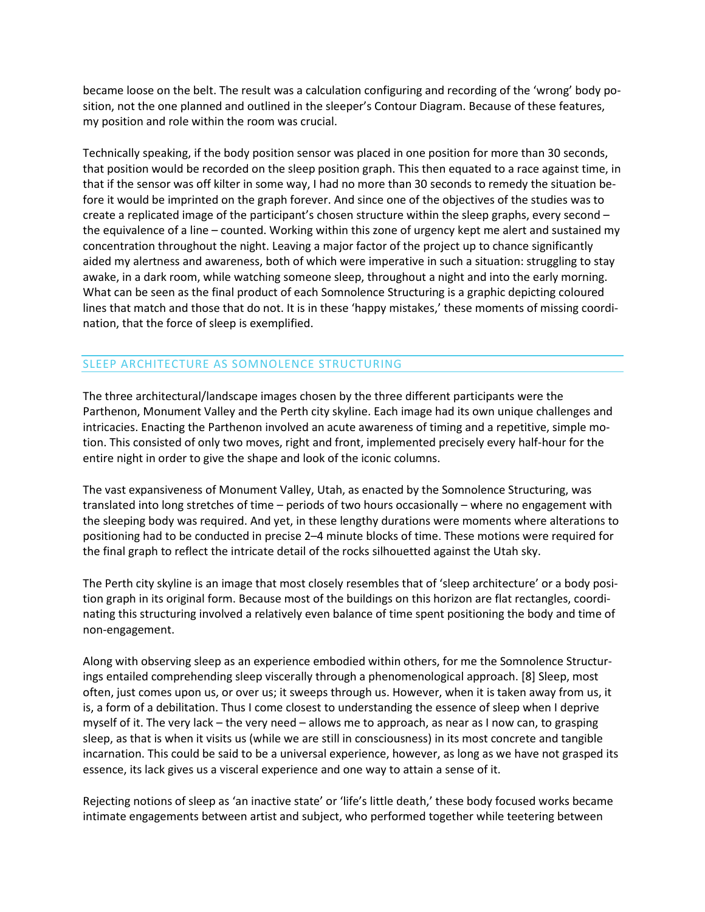became loose on the belt. The result was a calculation configuring and recording of the 'wrong' body position, not the one planned and outlined in the sleeper's Contour Diagram. Because of these features, my position and role within the room was crucial.

Technically speaking, if the body position sensor was placed in one position for more than 30 seconds, that position would be recorded on the sleep position graph. This then equated to a race against time, in that if the sensor was off kilter in some way, I had no more than 30 seconds to remedy the situation before it would be imprinted on the graph forever. And since one of the objectives of the studies was to create a replicated image of the participant's chosen structure within the sleep graphs, every second – the equivalence of a line – counted. Working within this zone of urgency kept me alert and sustained my concentration throughout the night. Leaving a major factor of the project up to chance significantly aided my alertness and awareness, both of which were imperative in such a situation: struggling to stay awake, in a dark room, while watching someone sleep, throughout a night and into the early morning. What can be seen as the final product of each Somnolence Structuring is a graphic depicting coloured lines that match and those that do not. It is in these 'happy mistakes,' these moments of missing coordination, that the force of sleep is exemplified.

## SLEEP ARCHITECTURE AS SOMNOLENCE STRUCTURING

The three architectural/landscape images chosen by the three different participants were the Parthenon, Monument Valley and the Perth city skyline. Each image had its own unique challenges and intricacies. Enacting the Parthenon involved an acute awareness of timing and a repetitive, simple motion. This consisted of only two moves, right and front, implemented precisely every half-hour for the entire night in order to give the shape and look of the iconic columns.

The vast expansiveness of Monument Valley, Utah, as enacted by the Somnolence Structuring, was translated into long stretches of time – periods of two hours occasionally – where no engagement with the sleeping body was required. And yet, in these lengthy durations were moments where alterations to positioning had to be conducted in precise 2–4 minute blocks of time. These motions were required for the final graph to reflect the intricate detail of the rocks silhouetted against the Utah sky.

The Perth city skyline is an image that most closely resembles that of 'sleep architecture' or a body position graph in its original form. Because most of the buildings on this horizon are flat rectangles, coordinating this structuring involved a relatively even balance of time spent positioning the body and time of non-engagement.

Along with observing sleep as an experience embodied within others, for me the Somnolence Structurings entailed comprehending sleep viscerally through a phenomenological approach. [8] Sleep, most often, just comes upon us, or over us; it sweeps through us. However, when it is taken away from us, it is, a form of a debilitation. Thus I come closest to understanding the essence of sleep when I deprive myself of it. The very lack – the very need – allows me to approach, as near as I now can, to grasping sleep, as that is when it visits us (while we are still in consciousness) in its most concrete and tangible incarnation. This could be said to be a universal experience, however, as long as we have not grasped its essence, its lack gives us a visceral experience and one way to attain a sense of it.

Rejecting notions of sleep as 'an inactive state' or 'life's little death,' these body focused works became intimate engagements between artist and subject, who performed together while teetering between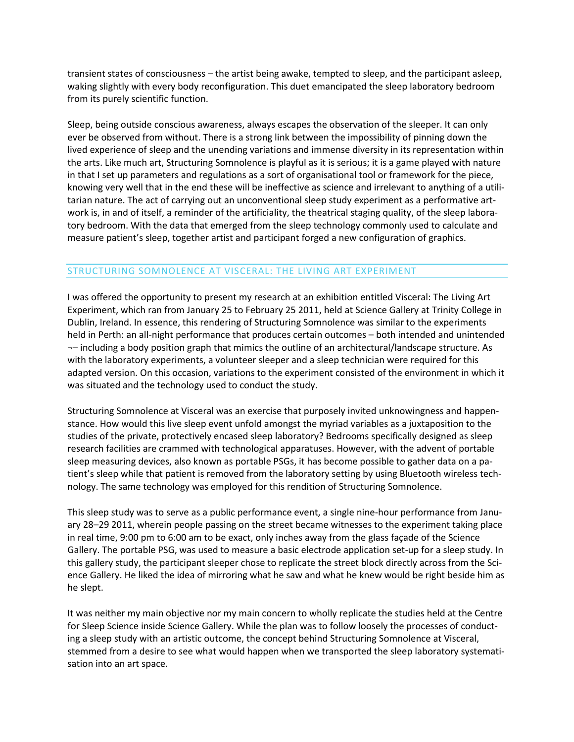transient states of consciousness – the artist being awake, tempted to sleep, and the participant asleep, waking slightly with every body reconfiguration. This duet emancipated the sleep laboratory bedroom from its purely scientific function.

Sleep, being outside conscious awareness, always escapes the observation of the sleeper. It can only ever be observed from without. There is a strong link between the impossibility of pinning down the lived experience of sleep and the unending variations and immense diversity in its representation within the arts. Like much art, Structuring Somnolence is playful as it is serious; it is a game played with nature in that I set up parameters and regulations as a sort of organisational tool or framework for the piece, knowing very well that in the end these will be ineffective as science and irrelevant to anything of a utilitarian nature. The act of carrying out an unconventional sleep study experiment as a performative artwork is, in and of itself, a reminder of the artificiality, the theatrical staging quality, of the sleep laboratory bedroom. With the data that emerged from the sleep technology commonly used to calculate and measure patient's sleep, together artist and participant forged a new configuration of graphics.

## STRUCTURING SOMNOLENCE AT VISCERAL: THE LIVING ART EXPERIMENT

I was offered the opportunity to present my research at an exhibition entitled Visceral: The Living Art Experiment, which ran from January 25 to February 25 2011, held at Science Gallery at Trinity College in Dublin, Ireland. In essence, this rendering of Structuring Somnolence was similar to the experiments held in Perth: an all-night performance that produces certain outcomes – both intended and unintended ¬– including a body position graph that mimics the outline of an architectural/landscape structure. As with the laboratory experiments, a volunteer sleeper and a sleep technician were required for this adapted version. On this occasion, variations to the experiment consisted of the environment in which it was situated and the technology used to conduct the study.

Structuring Somnolence at Visceral was an exercise that purposely invited unknowingness and happenstance. How would this live sleep event unfold amongst the myriad variables as a juxtaposition to the studies of the private, protectively encased sleep laboratory? Bedrooms specifically designed as sleep research facilities are crammed with technological apparatuses. However, with the advent of portable sleep measuring devices, also known as portable PSGs, it has become possible to gather data on a patient's sleep while that patient is removed from the laboratory setting by using Bluetooth wireless technology. The same technology was employed for this rendition of Structuring Somnolence.

This sleep study was to serve as a public performance event, a single nine-hour performance from January 28–29 2011, wherein people passing on the street became witnesses to the experiment taking place in real time, 9:00 pm to 6:00 am to be exact, only inches away from the glass façade of the Science Gallery. The portable PSG, was used to measure a basic electrode application set-up for a sleep study. In this gallery study, the participant sleeper chose to replicate the street block directly across from the Science Gallery. He liked the idea of mirroring what he saw and what he knew would be right beside him as he slept.

It was neither my main objective nor my main concern to wholly replicate the studies held at the Centre for Sleep Science inside Science Gallery. While the plan was to follow loosely the processes of conducting a sleep study with an artistic outcome, the concept behind Structuring Somnolence at Visceral, stemmed from a desire to see what would happen when we transported the sleep laboratory systematisation into an art space.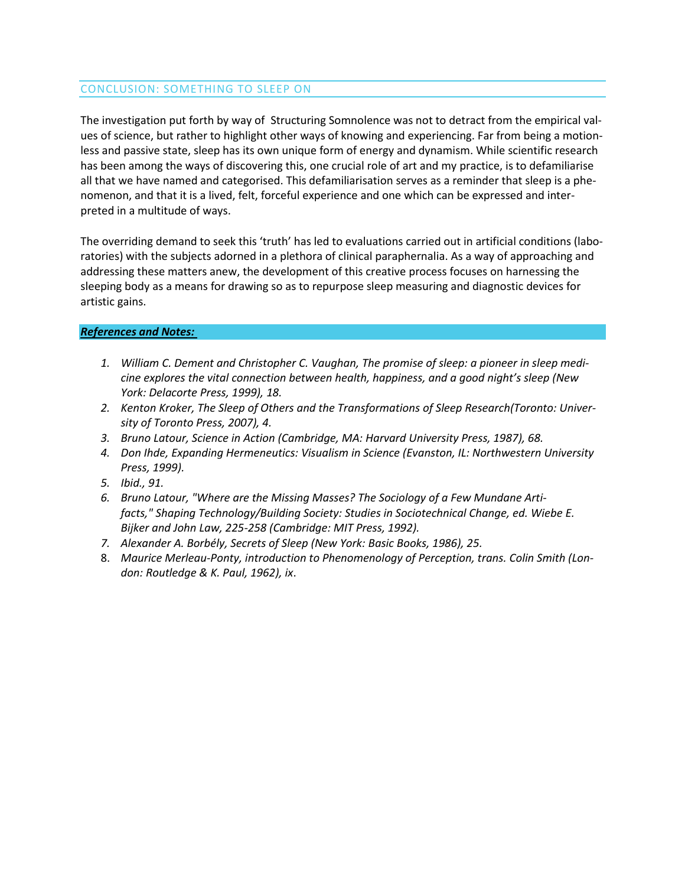## CONCLUSION: SOMETHING TO SLEEP ON

The investigation put forth by way of Structuring Somnolence was not to detract from the empirical values of science, but rather to highlight other ways of knowing and experiencing. Far from being a motionless and passive state, sleep has its own unique form of energy and dynamism. While scientific research has been among the ways of discovering this, one crucial role of art and my practice, is to defamiliarise all that we have named and categorised. This defamiliarisation serves as a reminder that sleep is a phenomenon, and that it is a lived, felt, forceful experience and one which can be expressed and interpreted in a multitude of ways.

The overriding demand to seek this 'truth' has led to evaluations carried out in artificial conditions (laboratories) with the subjects adorned in a plethora of clinical paraphernalia. As a way of approaching and addressing these matters anew, the development of this creative process focuses on harnessing the sleeping body as a means for drawing so as to repurpose sleep measuring and diagnostic devices for artistic gains.

### ***References and Notes:***

1. *William C. Dement and Christopher C. Vaughan, The promise of sleep: a pioneer in sleep medicine explores the vital connection between health, happiness, and a good night's sleep (New York: Delacorte Press, 1999), 18.*
2. *Kenton Kroker, The Sleep of Others and the Transformations of Sleep Research(Toronto: University of Toronto Press, 2007), 4.*
3. *Bruno Latour, Science in Action (Cambridge, MA: Harvard University Press, 1987), 68.*
4. *Don Ihde, Expanding Hermeneutics: Visualism in Science (Evanston, IL: Northwestern University Press, 1999).*
5. *Ibid., 91.*
6. *Bruno Latour, "Where are the Missing Masses? The Sociology of a Few Mundane Artifacts," Shaping Technology/Building Society: Studies in Sociotechnical Change, ed. Wiebe E. Bijker and John Law, 225-258 (Cambridge: MIT Press, 1992).*
7. *Alexander A. Borbély, Secrets of Sleep (New York: Basic Books, 1986), 25.*
8. *Maurice Merleau-Ponty, introduction to Phenomenology of Perception, trans. Colin Smith (London: Routledge & K. Paul, 1962), ix*.